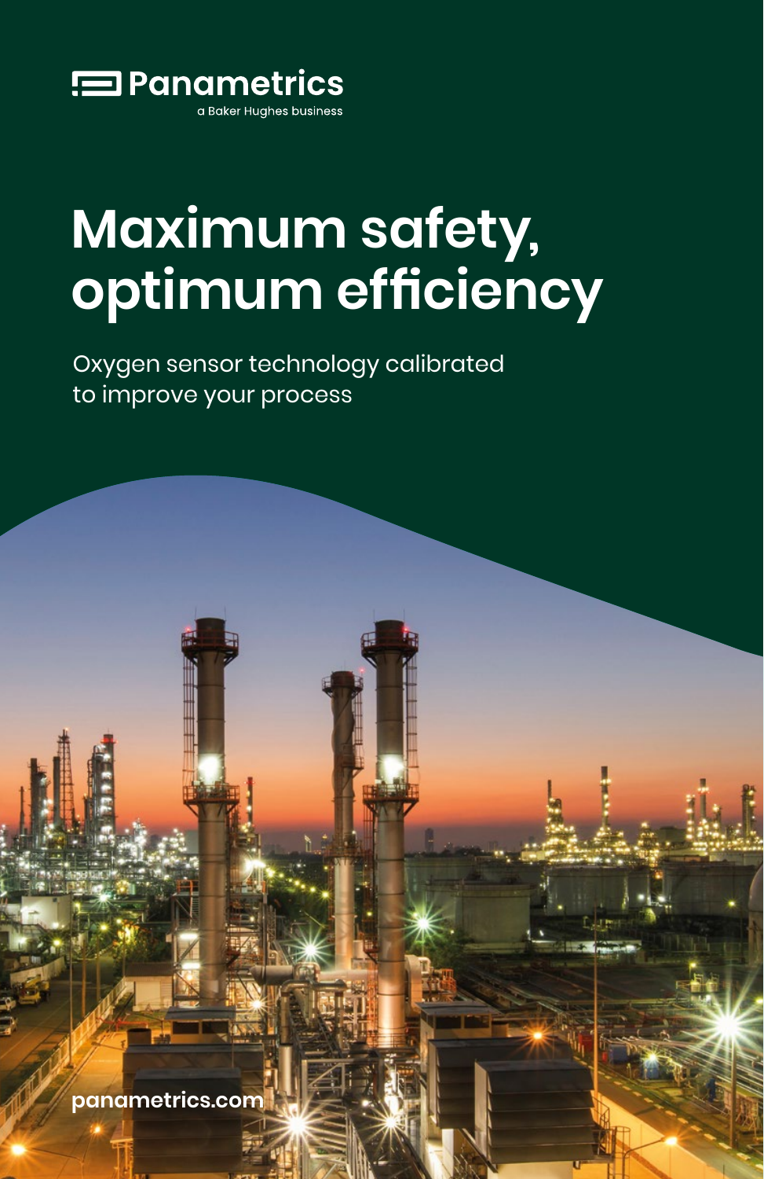Panametrics

a Baker Hughes business

# Maximum safety, optimum efficiency

Oxygen sensor technology calibrated to improve your process

panametrics.com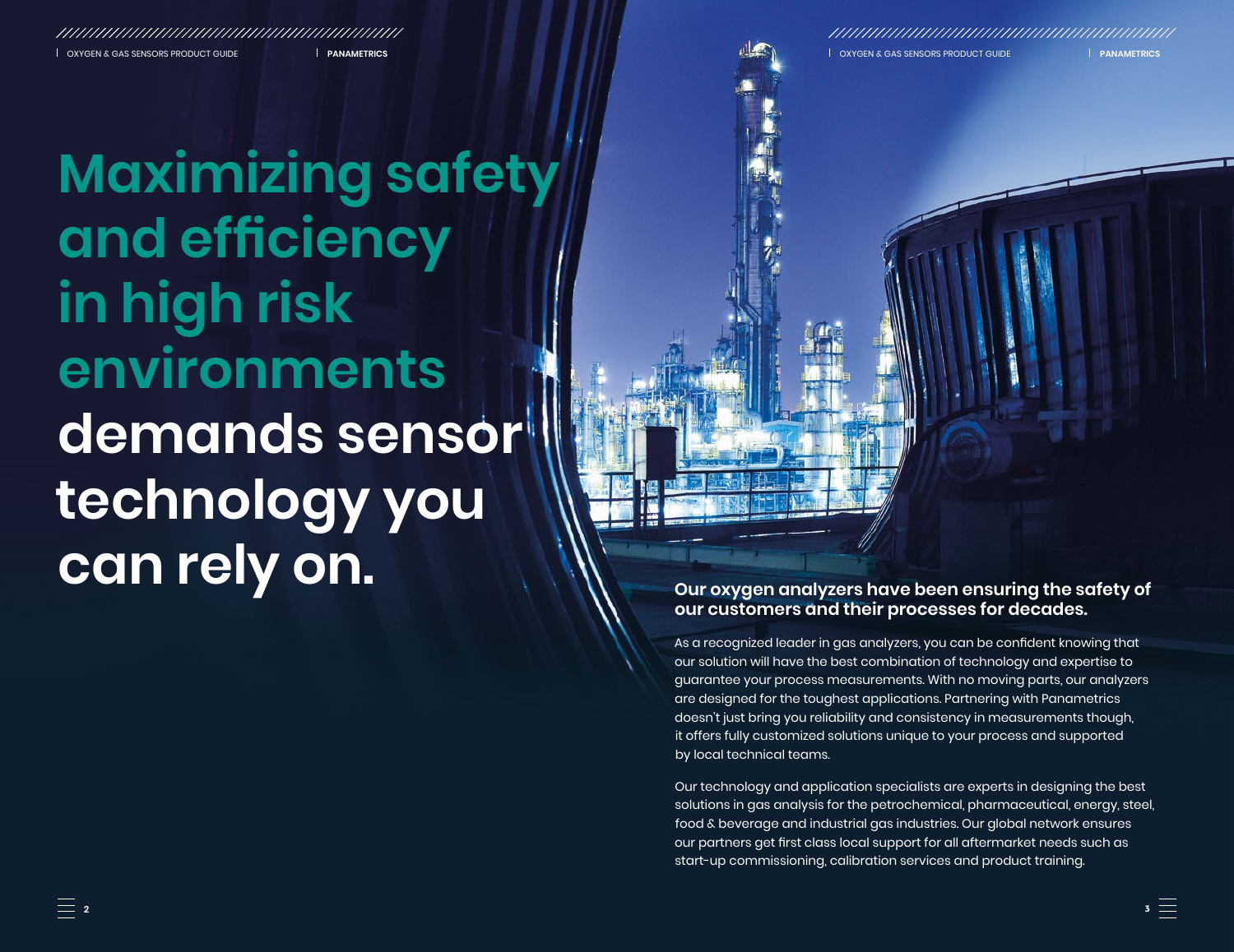# Maximizing safety and efficiency in high risk environments demands sensor technology you can rely on.

**Our oxygen analyzers have been ensuring the safety of our customers and their processes for decades.**

As a recognized leader in gas analyzers, you can be confident knowing that our solution will have the best combination of technology and expertise to guarantee your process measurements. With no moving parts, our analyzers are designed for the toughest applications. Partnering with Panametrics doesn't just bring you reliability and consistency in measurements though, it offers fully customized solutions unique to your process and supported by local technical teams.

Our technology and application specialists are experts in designing the best solutions in gas analysis for the petrochemical, pharmaceutical, energy, steel, food & beverage and industrial gas industries. Our global network ensures our partners get first class local support for all aftermarket needs such as start-up commissioning, calibration services and product training.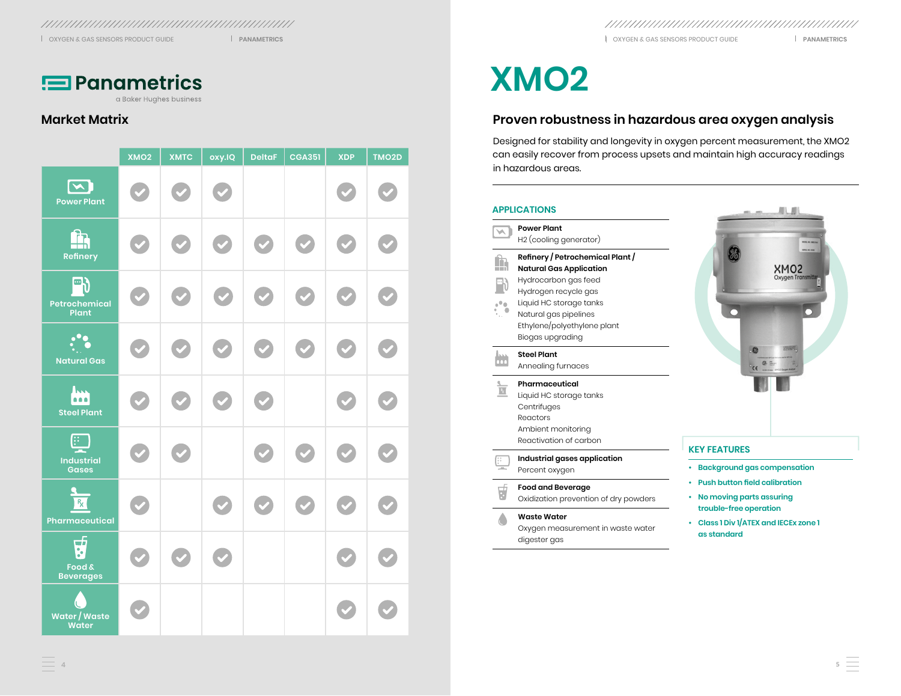# Panametrics

a Baker Hughes business

## Market Matrix

| | XMO2 | XMTC | oxy.IQ | DeltaF | CGA351 | XDP | TMO2D |
|---|---|---|---|---|---|---|---|
| Power Plant | ✓ | ✓ | ✓ | | | ✓ | ✓ |
| Refinery | ✓ | ✓ | ✓ | ✓ | ✓ | ✓ | ✓ |
| Petrochemical Plant | ✓ | ✓ | ✓ | ✓ | ✓ | ✓ | ✓ |
| Natural Gas | ✓ | ✓ | ✓ | ✓ | ✓ | ✓ | ✓ |
| Steel Plant | ✓ | ✓ | ✓ | ✓ | | ✓ | ✓ |
| Industrial Gases | ✓ | ✓ | | ✓ | ✓ | ✓ | ✓ |
| Pharmaceutical | ✓ | | ✓ | ✓ | ✓ | ✓ | ✓ |
| Food & Beverages | ✓ | ✓ | ✓ | | | ✓ | ✓ |
| Water / Waste Water | ✓ | | | | | ✓ | ✓ |

# XMO2

## Proven robustness in hazardous area oxygen analysis

Designed for stability and longevity in oxygen percent measurement, the XMO2 can easily recover from process upsets and maintain high accuracy readings in hazardous areas.

### APPLICATIONS

**Power Plant**
$H_2$ (cooling generator)

**Refinery / Petrochemical Plant / Natural Gas Application**
Hydrocarbon gas feed
Hydrogen recycle gas
Liquid HC storage tanks
Natural gas pipelines
Ethylene/polyethylene plant
Biogas upgrading

**Steel Plant**
Annealing furnaces

**Pharmaceutical**
Liquid HC storage tanks
Centrifuges
Reactors
Ambient monitoring
Reactivation of carbon

**Industrial gases application**
Percent oxygen

**Food and Beverage**
Oxidization prevention of dry powders

**Waste Water**
Oxygen measurement in waste water digester gas

### KEY FEATURES

- Background gas compensation
- Push button field calibration
- No moving parts assuring trouble-free operation
- Class 1 Div 1/ATEX and IECEx zone 1 as standard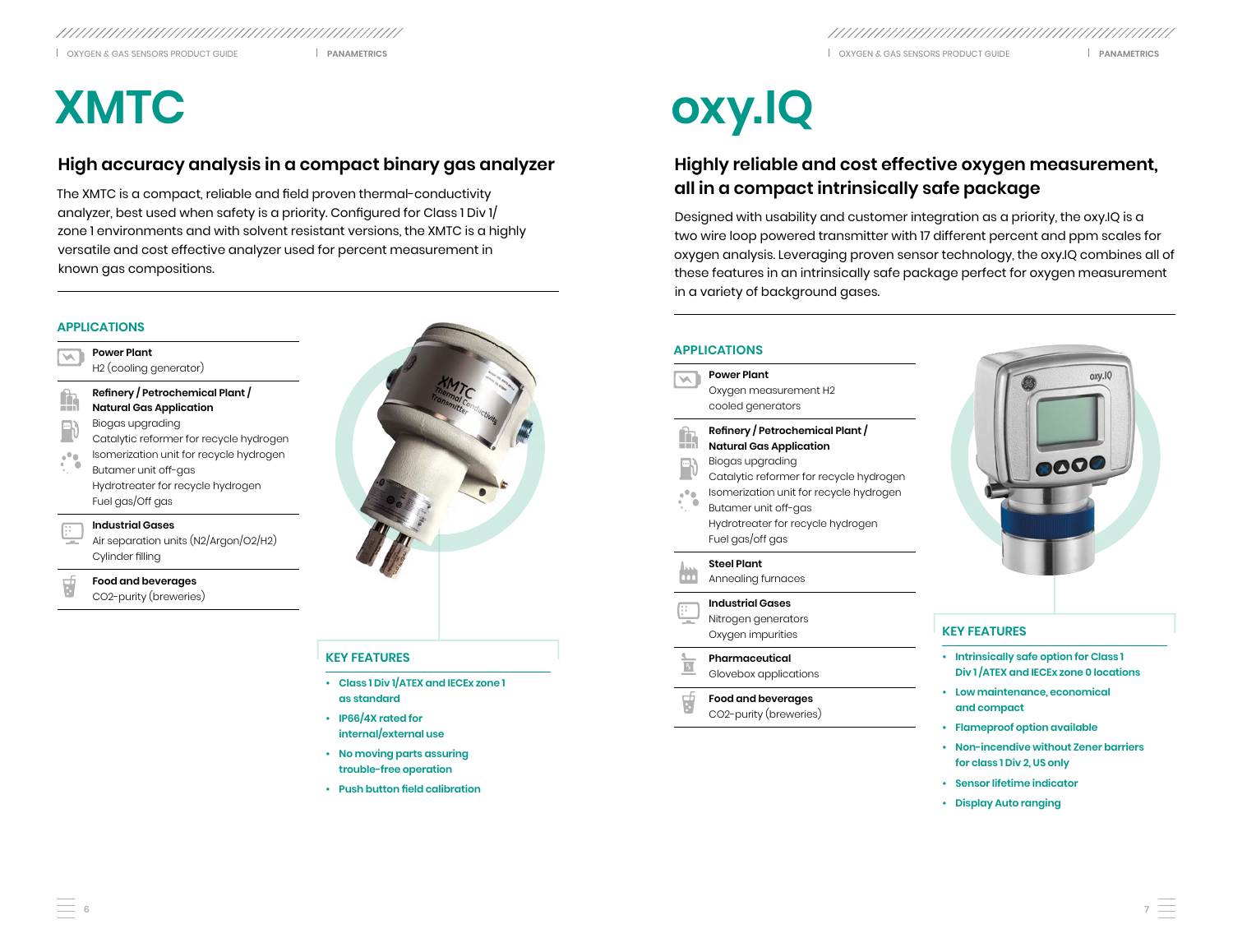# XMTC

## High accuracy analysis in a compact binary gas analyzer

The XMTC is a compact, reliable and field proven thermal-conductivity analyzer, best used when safety is a priority. Configured for Class 1 Div 1/ zone 1 environments and with solvent resistant versions, the XMTC is a highly versatile and cost effective analyzer used for percent measurement in known gas compositions.

### APPLICATIONS

**Power Plant**
$H_2$ (cooling generator)

**Refinery / Petrochemical Plant / Natural Gas Application**
Biogas upgrading
Catalytic reformer for recycle hydrogen
Isomerization unit for recycle hydrogen
Butamer unit off-gas
Hydrotreater for recycle hydrogen
Fuel gas/Off gas

**Industrial Gases**
Air separation units ($N_2$/Argon/$O_2$/$H_2$)
Cylinder filling

**Food and beverages**
$CO_2$-purity (breweries)

### KEY FEATURES

- Class 1 Div 1/ATEX and IECEx zone 1 as standard
- IP66/4X rated for internal/external use
- No moving parts assuring trouble-free operation
- Push button field calibration

# oxy.IQ

## Highly reliable and cost effective oxygen measurement, all in a compact intrinsically safe package

Designed with usability and customer integration as a priority, the oxy.IQ is a two wire loop powered transmitter with 17 different percent and ppm scales for oxygen analysis. Leveraging proven sensor technology, the oxy.IQ combines all of these features in an intrinsically safe package perfect for oxygen measurement in a variety of background gases.

### APPLICATIONS

**Power Plant**
Oxygen measurement $H_2$ cooled generators

**Refinery / Petrochemical Plant / Natural Gas Application**
Biogas upgrading
Catalytic reformer for recycle hydrogen
Isomerization unit for recycle hydrogen
Butamer unit off-gas
Hydrotreater for recycle hydrogen
Fuel gas/off gas

**Steel Plant**
Annealing furnaces

**Industrial Gases**
Nitrogen generators
Oxygen impurities

**Pharmaceutical**
Glovebox applications

**Food and beverages**
$CO_2$-purity (breweries)

### KEY FEATURES

- Intrinsically safe option for Class 1 Div 1 /ATEX and IECEx zone 0 locations
- Low maintenance, economical and compact
- Flameproof option available
- Non-incendive without Zener barriers for class 1 Div 2, US only
- Sensor lifetime indicator
- Display Auto ranging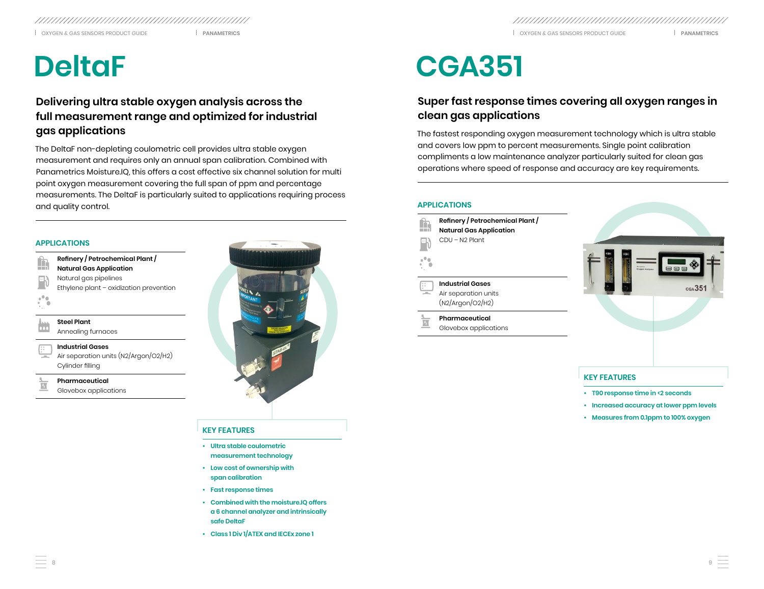// # DeltaF

## Delivering ultra stable oxygen analysis across the full measurement range and optimized for industrial gas applications

The DeltaF non-depleting coulometric cell provides ultra stable oxygen measurement and requires only an annual span calibration. Combined with Panametrics Moisture.IQ, this offers a cost effective six channel solution for multi point oxygen measurement covering the full span of ppm and percentage measurements. The DeltaF is particularly suited to applications requiring process and quality control.

### APPLICATIONS

**Refinery / Petrochemical Plant / Natural Gas Application**
Natural gas pipelines
Ethylene plant – oxidization prevention

**Steel Plant**
Annealing furnaces

**Industrial Gases**
Air separation units ($N_2$/Argon/$O_2$/$H_2$)
Cylinder filling

**Pharmaceutical**
Glovebox applications

### KEY FEATURES

- Ultra stable coulometric measurement technology
- Low cost of ownership with span calibration
- Fast response times
- Combined with the moisture.IQ offers a 6 channel analyzer and intrinsically safe DeltaF
- Class 1 Div 1/ATEX and IECEx zone 1

# CGA351

## Super fast response times covering all oxygen ranges in clean gas applications

The fastest responding oxygen measurement technology which is ultra stable and covers low ppm to percent measurements. Single point calibration compliments a low maintenance analyzer particularly suited for clean gas operations where speed of response and accuracy are key requirements.

### APPLICATIONS

**Refinery / Petrochemical Plant / Natural Gas Application**
CDU – $N_2$ Plant

**Industrial Gases**
Air separation units ($N_2$/Argon/$O_2$/$H_2$)

**Pharmaceutical**
Glovebox applications

### KEY FEATURES

- T90 response time in <2 seconds
- Increased accuracy at lower ppm levels
- Measures from 0.1ppm to 100% oxygen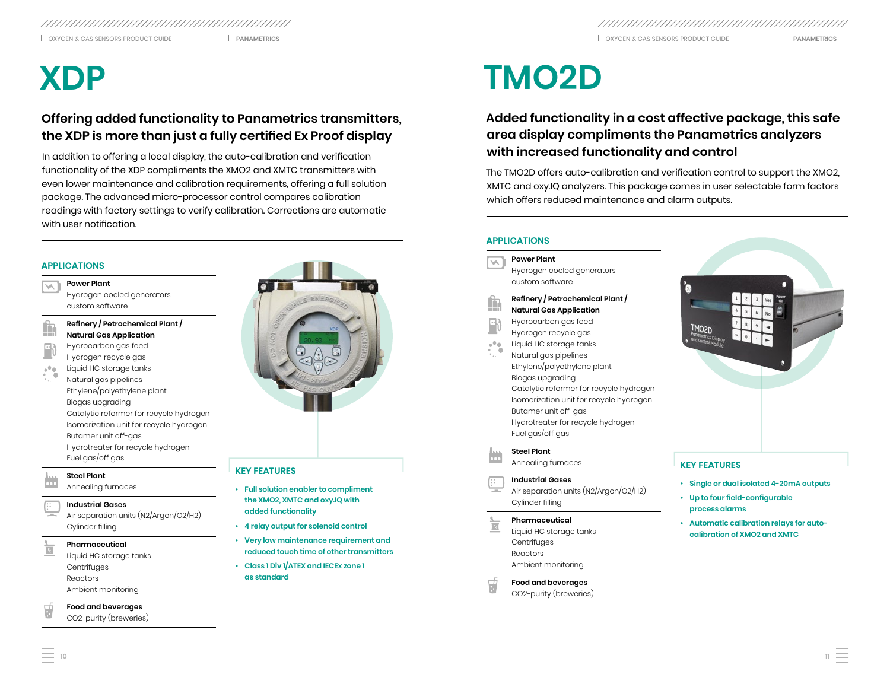# XDP

## Offering added functionality to Panametrics transmitters, the XDP is more than just a fully certified Ex Proof display

In addition to offering a local display, the auto-calibration and verification functionality of the XDP compliments the XMO2 and XMTC transmitters with even lower maintenance and calibration requirements, offering a full solution package. The advanced micro-processor control compares calibration readings with factory settings to verify calibration. Corrections are automatic with user notification.

### APPLICATIONS

**Power Plant**
Hydrogen cooled generators
custom software

**Refinery / Petrochemical Plant / Natural Gas Application**
Hydrocarbon gas feed
Hydrogen recycle gas
Liquid HC storage tanks
Natural gas pipelines
Ethylene/polyethylene plant
Biogas upgrading
Catalytic reformer for recycle hydrogen
Isomerization unit for recycle hydrogen
Butamer unit off-gas
Hydrotreater for recycle hydrogen
Fuel gas/off gas

**Steel Plant**
Annealing furnaces

**Industrial Gases**
Air separation units (N2/Argon/O2/H2)
Cylinder filling

**Pharmaceutical**
Liquid HC storage tanks
Centrifuges
Reactors
Ambient monitoring

**Food and beverages**
CO2-purity (breweries)

### KEY FEATURES

- Full solution enabler to compliment the XMO2, XMTC and oxy.IQ with added functionality
- 4 relay output for solenoid control
- Very low maintenance requirement and reduced touch time of other transmitters
- Class 1 Div 1/ATEX and IECEx zone 1 as standard

# TMO2D

## Added functionality in a cost affective package, this safe area display compliments the Panametrics analyzers with increased functionality and control

The TMO2D offers auto-calibration and verification control to support the XMO2, XMTC and oxy.IQ analyzers. This package comes in user selectable form factors which offers reduced maintenance and alarm outputs.

### APPLICATIONS

**Power Plant**
Hydrogen cooled generators
custom software

**Refinery / Petrochemical Plant / Natural Gas Application**
Hydrocarbon gas feed
Hydrogen recycle gas
Liquid HC storage tanks
Natural gas pipelines
Ethylene/polyethylene plant
Biogas upgrading
Catalytic reformer for recycle hydrogen
Isomerization unit for recycle hydrogen
Butamer unit off-gas
Hydrotreater for recycle hydrogen
Fuel gas/off gas

**Steel Plant**
Annealing furnaces

**Industrial Gases**
Air separation units (N2/Argon/O2/H2)
Cylinder filling

**Pharmaceutical**
Liquid HC storage tanks
Centrifuges
Reactors
Ambient monitoring

**Food and beverages**
CO2-purity (breweries)

### KEY FEATURES

- Single or dual isolated 4-20mA outputs
- Up to four field-configurable process alarms
- Automatic calibration relays for auto-calibration of XMO2 and XMTC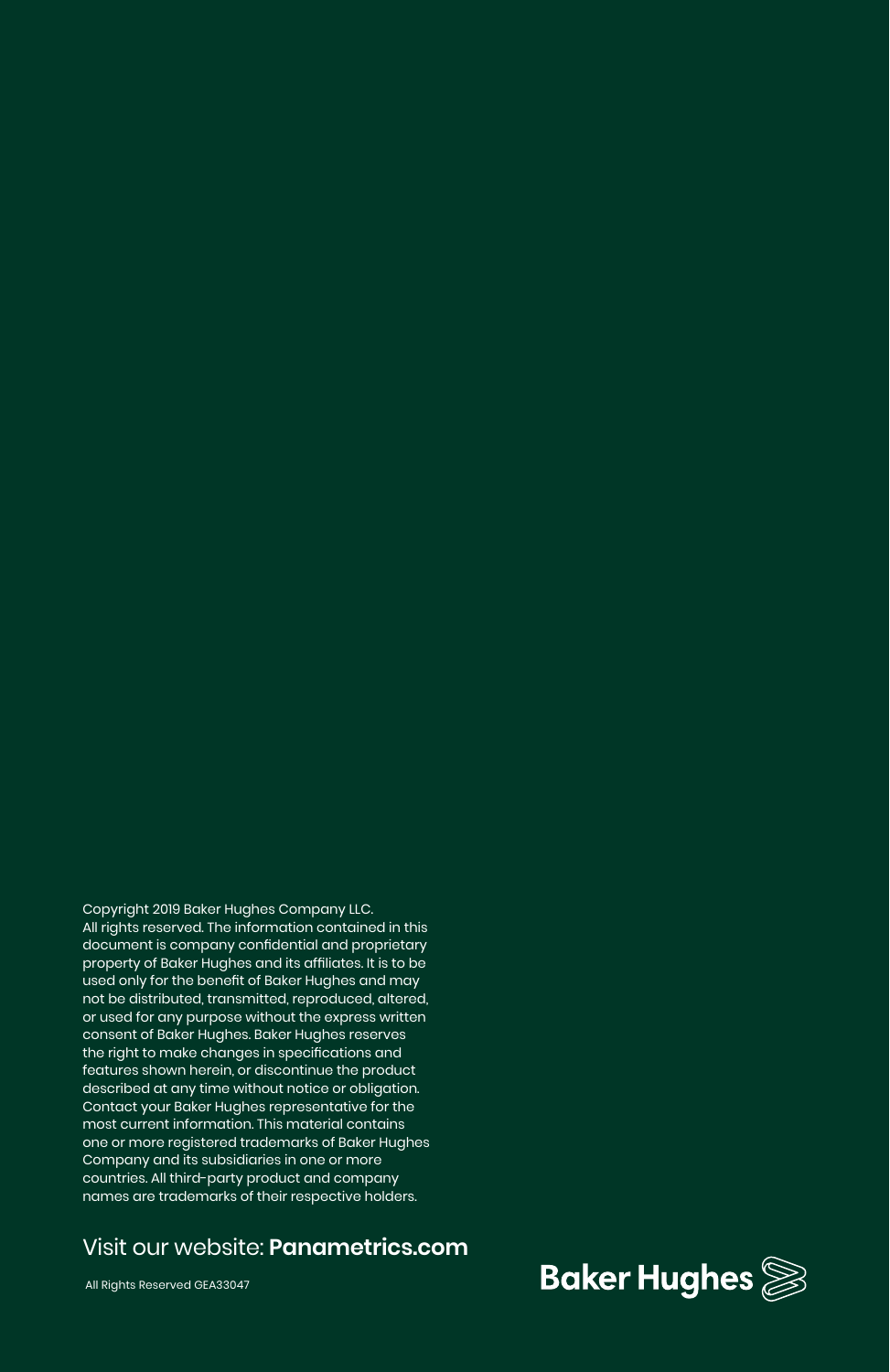Copyright 2019 Baker Hughes Company LLC. All rights reserved. The information contained in this document is company confidential and proprietary property of Baker Hughes and its affiliates. It is to be used only for the benefit of Baker Hughes and may not be distributed, transmitted, reproduced, altered, or used for any purpose without the express written consent of Baker Hughes. Baker Hughes reserves the right to make changes in specifications and features shown herein, or discontinue the product described at any time without notice or obligation. Contact your Baker Hughes representative for the most current information. This material contains one or more registered trademarks of Baker Hughes Company and its subsidiaries in one or more countries. All third-party product and company names are trademarks of their respective holders.

Visit our website: **Panametrics.com**

All Rights Reserved GEA33047

Baker Hughes